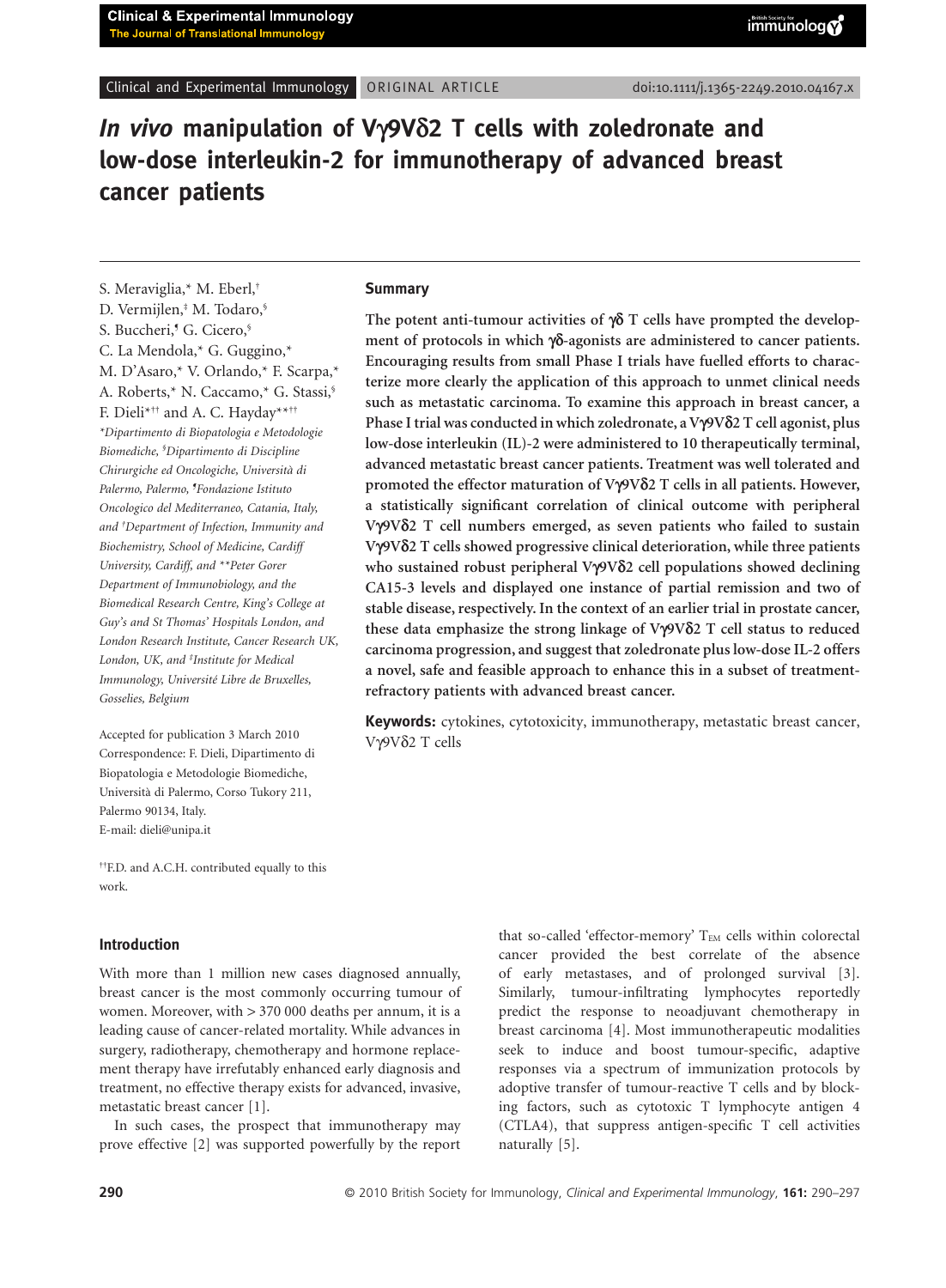# *In vivo* manipulation of Vγ9Vδ2 T cells with zoledronate and low-dose interleukin-2 for immunotherapy of advanced breast cancer patients

S. Meraviglia,* M. Eberl,† D. Vermijlen,‡ M. Todaro,§ S. Buccheri,¶ G. Cicero,§ C. La Mendola,* G. Guggino,* M. D'Asaro,* V. Orlando,* F. Scarpa,* A. Roberts,* N. Caccamo,* G. Stassi,§ F. Dieli*†† and A. C. Hayday**††

*Dipartimento di Biopatologia e Metodologie Biomediche, §Dipartimento di Discipline Chirurgiche ed Oncologiche, Università di Palermo, Palermo, ¶Fondazione Istituto Oncologico del Mediterraneo, Catania, Italy, and †Department of Infection, Immunity and Biochemistry, School of Medicine, Cardiff University, Cardiff, and **Peter Gorer Department of Immunobiology, and the Biomedical Research Centre, King's College at Guy's and St Thomas' Hospitals London, and London Research Institute, Cancer Research UK, London, UK, and ‡Institute for Medical Immunology, Université Libre de Bruxelles, Gosselies, Belgium*

Accepted for publication 3 March 2010
Correspondence: F. Dieli, Dipartimento di Biopatologia e Metodologie Biomediche, Università di Palermo, Corso Tukory 211, Palermo 90134, Italy.
E-mail: dieli@unipa.it

††F.D. and A.C.H. contributed equally to this work.

## Summary

**The potent anti-tumour activities of γδ T cells have prompted the development of protocols in which γδ-agonists are administered to cancer patients. Encouraging results from small Phase I trials have fuelled efforts to characterize more clearly the application of this approach to unmet clinical needs such as metastatic carcinoma. To examine this approach in breast cancer, a Phase I trial was conducted in which zoledronate, a Vγ9Vδ2 T cell agonist, plus low-dose interleukin (IL)-2 were administered to 10 therapeutically terminal, advanced metastatic breast cancer patients. Treatment was well tolerated and promoted the effector maturation of Vγ9Vδ2 T cells in all patients. However, a statistically significant correlation of clinical outcome with peripheral Vγ9Vδ2 T cell numbers emerged, as seven patients who failed to sustain Vγ9Vδ2 T cells showed progressive clinical deterioration, while three patients who sustained robust peripheral Vγ9Vδ2 cell populations showed declining CA15-3 levels and displayed one instance of partial remission and two of stable disease, respectively. In the context of an earlier trial in prostate cancer, these data emphasize the strong linkage of Vγ9Vδ2 T cell status to reduced carcinoma progression, and suggest that zoledronate plus low-dose IL-2 offers a novel, safe and feasible approach to enhance this in a subset of treatment-refractory patients with advanced breast cancer.**

**Keywords:** cytokines, cytotoxicity, immunotherapy, metastatic breast cancer, Vγ9Vδ2 T cells

## Introduction

With more than 1 million new cases diagnosed annually, breast cancer is the most commonly occurring tumour of women. Moreover, with > 370 000 deaths per annum, it is a leading cause of cancer-related mortality. While advances in surgery, radiotherapy, chemotherapy and hormone replacement therapy have irrefutably enhanced early diagnosis and treatment, no effective therapy exists for advanced, invasive, metastatic breast cancer [1].

In such cases, the prospect that immunotherapy may prove effective [2] was supported powerfully by the report that so-called 'effector-memory' $T_{EM}$ cells within colorectal cancer provided the best correlate of the absence of early metastases, and of prolonged survival [3]. Similarly, tumour-infiltrating lymphocytes reportedly predict the response to neoadjuvant chemotherapy in breast carcinoma [4]. Most immunotherapeutic modalities seek to induce and boost tumour-specific, adaptive responses via a spectrum of immunization protocols by adoptive transfer of tumour-reactive T cells and by blocking factors, such as cytotoxic T lymphocyte antigen 4 (CTLA4), that suppress antigen-specific T cell activities naturally [5].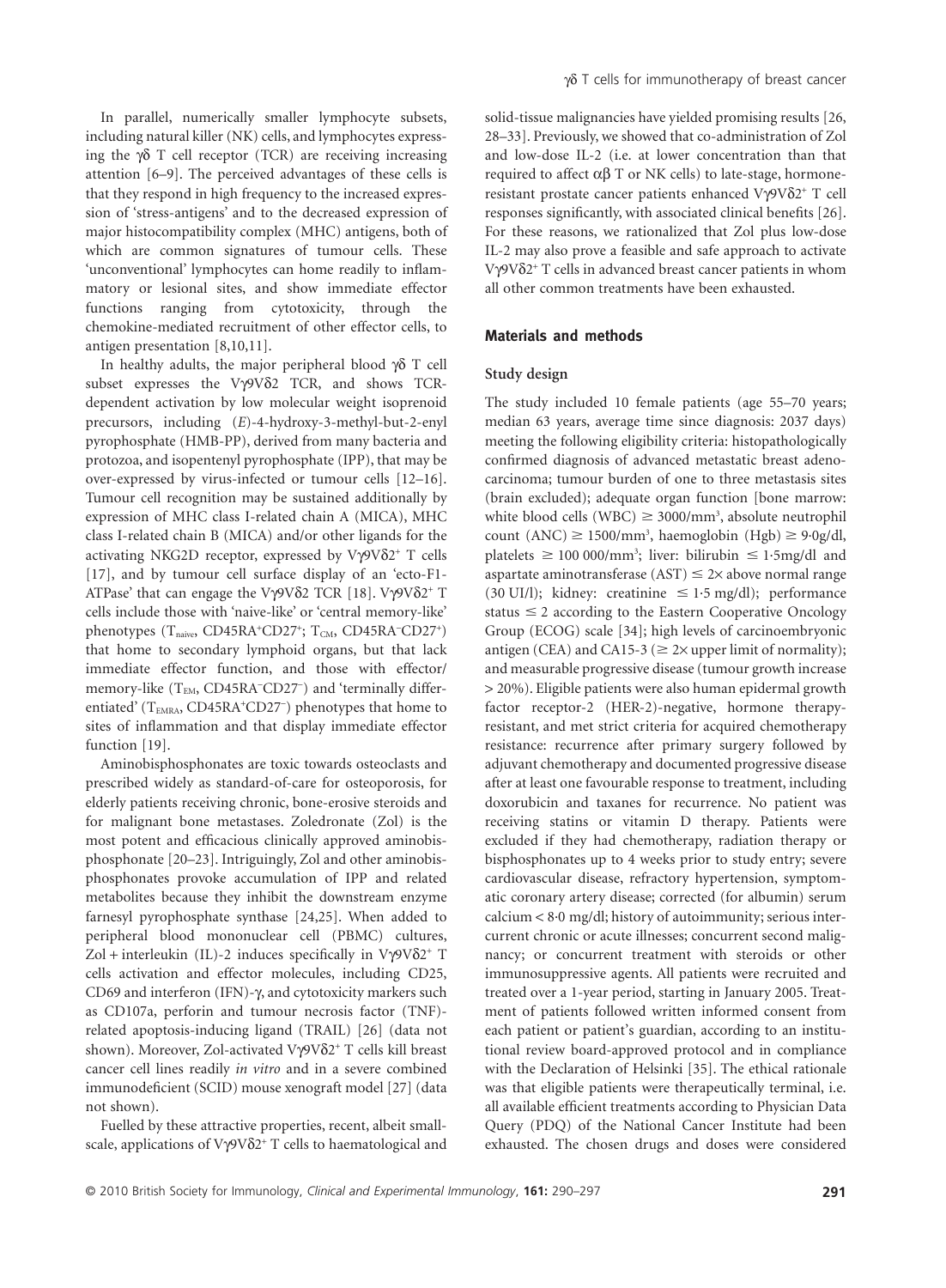In parallel, numerically smaller lymphocyte subsets, including natural killer (NK) cells, and lymphocytes expressing the $\gamma\delta$ T cell receptor (TCR) are receiving increasing attention [6–9]. The perceived advantages of these cells is that they respond in high frequency to the increased expression of 'stress-antigens' and to the decreased expression of major histocompatibility complex (MHC) antigens, both of which are common signatures of tumour cells. These 'unconventional' lymphocytes can home readily to inflammatory or lesional sites, and show immediate effector functions ranging from cytotoxicity, through the chemokine-mediated recruitment of other effector cells, to antigen presentation [8,10,11].

In healthy adults, the major peripheral blood $\gamma\delta$ T cell subset expresses the V$\gamma$9V$\delta$2 TCR, and shows TCR-dependent activation by low molecular weight isoprenoid precursors, including (*E*)-4-hydroxy-3-methyl-but-2-enyl pyrophosphate (HMB-PP), derived from many bacteria and protozoa, and isopentenyl pyrophosphate (IPP), that may be over-expressed by virus-infected or tumour cells [12–16]. Tumour cell recognition may be sustained additionally by expression of MHC class I-related chain A (MICA), MHC class I-related chain B (MICA) and/or other ligands for the activating NKG2D receptor, expressed by V$\gamma$9V$\delta$2$^+$ T cells [17], and by tumour cell surface display of an 'ecto-F1-ATPase' that can engage the V$\gamma$9V$\delta$2 TCR [18]. V$\gamma$9V$\delta$2$^+$ T cells include those with 'naive-like' or 'central memory-like' phenotypes ($T_{naive}$, CD45RA$^+$CD27$^+$; $T_{CM}$, CD45RA$^-$CD27$^+$) that home to secondary lymphoid organs, but that lack immediate effector function, and those with effector/memory-like ($T_{EM}$, CD45RA$^-$CD27$^-$) and 'terminally differentiated' ($T_{EMRA}$, CD45RA$^+$CD27$^-$) phenotypes that home to sites of inflammation and that display immediate effector function [19].

Aminobisphosphonates are toxic towards osteoclasts and prescribed widely as standard-of-care for osteoporosis, for elderly patients receiving chronic, bone-erosive steroids and for malignant bone metastases. Zoledronate (Zol) is the most potent and efficacious clinically approved aminobisphosphonate [20–23]. Intriguingly, Zol and other aminobisphosphonates provoke accumulation of IPP and related metabolites because they inhibit the downstream enzyme farnesyl pyrophosphate synthase [24,25]. When added to peripheral blood mononuclear cell (PBMC) cultures, Zol + interleukin (IL)-2 induces specifically in V$\gamma$9V$\delta$2$^+$ T cells activation and effector molecules, including CD25, CD69 and interferon (IFN)-$\gamma$, and cytotoxicity markers such as CD107a, perforin and tumour necrosis factor (TNF)-related apoptosis-inducing ligand (TRAIL) [26] (data not shown). Moreover, Zol-activated V$\gamma$9V$\delta$2$^+$ T cells kill breast cancer cell lines readily *in vitro* and in a severe combined immunodeficient (SCID) mouse xenograft model [27] (data not shown).

Fuelled by these attractive properties, recent, albeit small-scale, applications of V$\gamma$9V$\delta$2$^+$ T cells to haematological and solid-tissue malignancies have yielded promising results [26, 28–33]. Previously, we showed that co-administration of Zol and low-dose IL-2 (i.e. at lower concentration than that required to affect $\alpha\beta$ T or NK cells) to late-stage, hormone-resistant prostate cancer patients enhanced V$\gamma$9V$\delta$2$^+$ T cell responses significantly, with associated clinical benefits [26]. For these reasons, we rationalized that Zol plus low-dose IL-2 may also prove a feasible and safe approach to activate V$\gamma$9V$\delta$2$^+$ T cells in advanced breast cancer patients in whom all other common treatments have been exhausted.

## Materials and methods

### Study design

The study included 10 female patients (age 55–70 years; median 63 years, average time since diagnosis: 2037 days) meeting the following eligibility criteria: histopathologically confirmed diagnosis of advanced metastatic breast adenocarcinoma; tumour burden of one to three metastasis sites (brain excluded); adequate organ function [bone marrow: white blood cells (WBC) $\geq$ 3000/mm$^3$, absolute neutrophil count (ANC) $\geq$ 1500/mm$^3$, haemoglobin (Hgb) $\geq$ 9·0g/dl, platelets $\geq$ 100 000/mm$^3$; liver: bilirubin $\leq$ 1·5mg/dl and aspartate aminotransferase (AST) $\leq$ 2$\times$ above normal range (30 UI/l); kidney: creatinine $\leq$ 1·5 mg/dl); performance status $\leq$ 2 according to the Eastern Cooperative Oncology Group (ECOG) scale [34]; high levels of carcinoembryonic antigen (CEA) and CA15-3 ($\geq$ 2$\times$ upper limit of normality); and measurable progressive disease (tumour growth increase > 20%). Eligible patients were also human epidermal growth factor receptor-2 (HER-2)-negative, hormone therapy-resistant, and met strict criteria for acquired chemotherapy resistance: recurrence after primary surgery followed by adjuvant chemotherapy and documented progressive disease after at least one favourable response to treatment, including doxorubicin and taxanes for recurrence. No patient was receiving statins or vitamin D therapy. Patients were excluded if they had chemotherapy, radiation therapy or bisphosphonates up to 4 weeks prior to study entry; severe cardiovascular disease, refractory hypertension, symptomatic coronary artery disease; corrected (for albumin) serum calcium < 8·0 mg/dl; history of autoimmunity; serious intercurrent chronic or acute illnesses; concurrent second malignancy; or concurrent treatment with steroids or other immunosuppressive agents. All patients were recruited and treated over a 1-year period, starting in January 2005. Treatment of patients followed written informed consent from each patient or patient's guardian, according to an institutional review board-approved protocol and in compliance with the Declaration of Helsinki [35]. The ethical rationale was that eligible patients were therapeutically terminal, i.e. all available efficient treatments according to Physician Data Query (PDQ) of the National Cancer Institute had been exhausted. The chosen drugs and doses were considered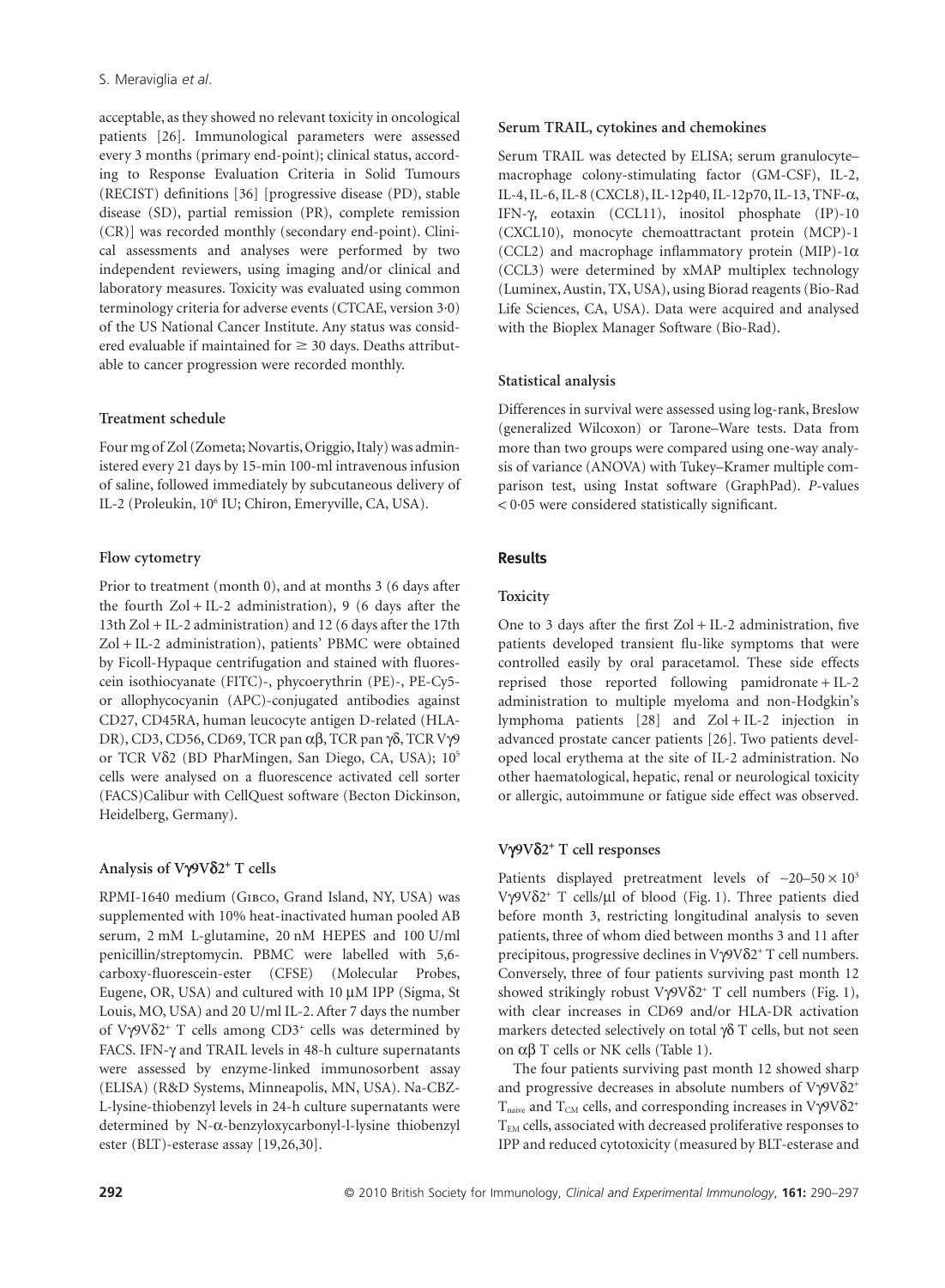acceptable, as they showed no relevant toxicity in oncological patients [26]. Immunological parameters were assessed every 3 months (primary end-point); clinical status, according to Response Evaluation Criteria in Solid Tumours (RECIST) definitions [36] [progressive disease (PD), stable disease (SD), partial remission (PR), complete remission (CR)] was recorded monthly (secondary end-point). Clinical assessments and analyses were performed by two independent reviewers, using imaging and/or clinical and laboratory measures. Toxicity was evaluated using common terminology criteria for adverse events (CTCAE, version 3·0) of the US National Cancer Institute. Any status was considered evaluable if maintained for ≥ 30 days. Deaths attributable to cancer progression were recorded monthly.

### Treatment schedule

Four mg of Zol (Zometa; Novartis, Origgio, Italy) was administered every 21 days by 15-min 100-ml intravenous infusion of saline, followed immediately by subcutaneous delivery of IL-2 (Proleukin, $10^6$ IU; Chiron, Emeryville, CA, USA).

### Flow cytometry

Prior to treatment (month 0), and at months 3 (6 days after the fourth Zol + IL-2 administration), 9 (6 days after the 13th Zol + IL-2 administration) and 12 (6 days after the 17th Zol + IL-2 administration), patients' PBMC were obtained by Ficoll-Hypaque centrifugation and stained with fluorescein isothiocyanate (FITC)-, phycoerythrin (PE)-, PE-Cy5- or allophycocyanin (APC)-conjugated antibodies against CD27, CD45RA, human leucocyte antigen D-related (HLA-DR), CD3, CD56, CD69, TCR pan αβ, TCR pan γδ, TCR Vγ9 or TCR Vδ2 (BD PharMingen, San Diego, CA, USA); $10^5$ cells were analysed on a fluorescence activated cell sorter (FACS)Calibur with CellQuest software (Becton Dickinson, Heidelberg, Germany).

### Analysis of Vγ9Vδ2⁺ T cells

RPMI-1640 medium (Gibco, Grand Island, NY, USA) was supplemented with 10% heat-inactivated human pooled AB serum, 2 mM L-glutamine, 20 nM HEPES and 100 U/ml penicillin/streptomycin. PBMC were labelled with 5,6-carboxy-fluorescein-ester (CFSE) (Molecular Probes, Eugene, OR, USA) and cultured with 10 μM IPP (Sigma, St Louis, MO, USA) and 20 U/ml IL-2. After 7 days the number of Vγ9Vδ2⁺ T cells among CD3⁺ cells was determined by FACS. IFN-γ and TRAIL levels in 48-h culture supernatants were assessed by enzyme-linked immunosorbent assay (ELISA) (R&D Systems, Minneapolis, MN, USA). Na-CBZ-L-lysine-thiobenzyl levels in 24-h culture supernatants were determined by N-α-benzyloxycarbonyl-l-lysine thiobenzyl ester (BLT)-esterase assay [19,26,30].

### Serum TRAIL, cytokines and chemokines

Serum TRAIL was detected by ELISA; serum granulocyte–macrophage colony-stimulating factor (GM-CSF), IL-2, IL-4, IL-6, IL-8 (CXCL8), IL-12p40, IL-12p70, IL-13, TNF-α, IFN-γ, eotaxin (CCL11), inositol phosphate (IP)-10 (CXCL10), monocyte chemoattractant protein (MCP)-1 (CCL2) and macrophage inflammatory protein (MIP)-1α (CCL3) were determined by xMAP multiplex technology (Luminex, Austin, TX, USA), using Biorad reagents (Bio-Rad Life Sciences, CA, USA). Data were acquired and analysed with the Bioplex Manager Software (Bio-Rad).

### Statistical analysis

Differences in survival were assessed using log-rank, Breslow (generalized Wilcoxon) or Tarone–Ware tests. Data from more than two groups were compared using one-way analysis of variance (ANOVA) with Tukey–Kramer multiple comparison test, using Instat software (GraphPad). $P$-values $< 0.05$ were considered statistically significant.

## Results

### Toxicity

One to 3 days after the first Zol + IL-2 administration, five patients developed transient flu-like symptoms that were controlled easily by oral paracetamol. These side effects reprised those reported following pamidronate + IL-2 administration to multiple myeloma and non-Hodgkin's lymphoma patients [28] and Zol + IL-2 injection in advanced prostate cancer patients [26]. Two patients developed local erythema at the site of IL-2 administration. No other haematological, hepatic, renal or neurological toxicity or allergic, autoimmune or fatigue side effect was observed.

### Vγ9Vδ2⁺ T cell responses

Patients displayed pretreatment levels of $\sim 20–50 \times 10^3$ Vγ9Vδ2⁺ T cells/μl of blood (Fig. 1). Three patients died before month 3, restricting longitudinal analysis to seven patients, three of whom died between months 3 and 11 after precipitous, progressive declines in Vγ9Vδ2⁺ T cell numbers. Conversely, three of four patients surviving past month 12 showed strikingly robust Vγ9Vδ2⁺ T cell numbers (Fig. 1), with clear increases in CD69 and/or HLA-DR activation markers detected selectively on total γδ T cells, but not seen on αβ T cells or NK cells (Table 1).

The four patients surviving past month 12 showed sharp and progressive decreases in absolute numbers of Vγ9Vδ2⁺ $T_{naive}$ and $T_{CM}$ cells, and corresponding increases in Vγ9Vδ2⁺ $T_{EM}$ cells, associated with decreased proliferative responses to IPP and reduced cytotoxicity (measured by BLT-esterase and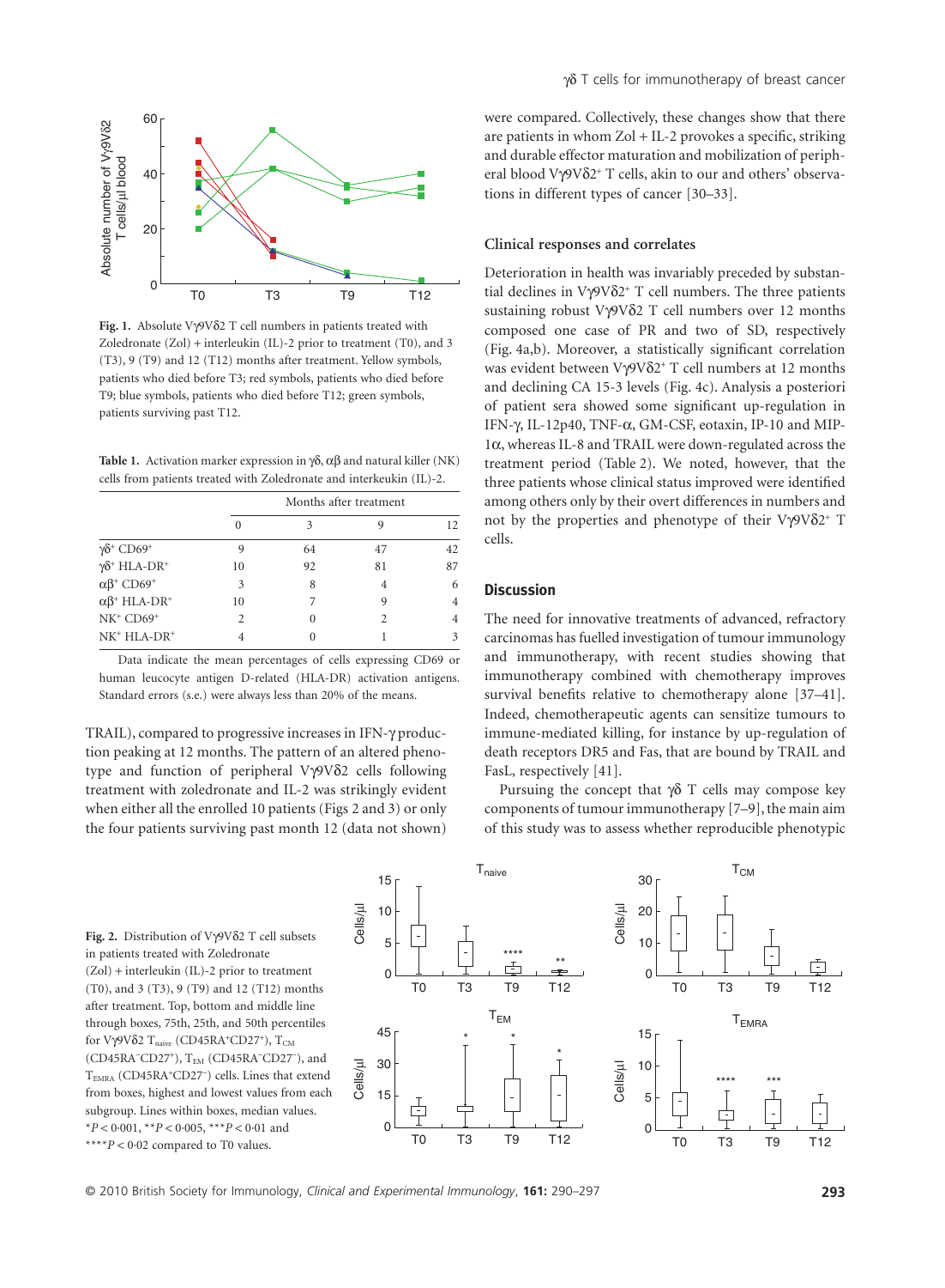Fig. 1. Absolute Vγ9Vδ2 T cell numbers in patients treated with Zoledronate (Zol) + interleukin (IL)-2 prior to treatment (T0), and 3 (T3), 9 (T9) and 12 (T12) months after treatment. Yellow symbols, patients who died before T3; red symbols, patients who died before T9; blue symbols, patients who died before T12; green symbols, patients surviving past T12.

**Table 1.** Activation marker expression in γδ, αβ and natural killer (NK) cells from patients treated with Zoledronate and interkeukin (IL)-2.

| | Months after treatment | | | |
|---|---|---|---|---|
| | 0 | 3 | 9 | 12 |
| $\gamma\delta^+$ CD69$^+$ | 9 | 64 | 47 | 42 |
| $\gamma\delta^+$ HLA-DR$^+$ | 10 | 92 | 81 | 87 |
| $\alpha\beta^+$ CD69$^+$ | 3 | 8 | 4 | 6 |
| $\alpha\beta^+$ HLA-DR$^+$ | 10 | 7 | 9 | 4 |
| NK$^+$ CD69$^+$ | 2 | 0 | 2 | 4 |
| NK$^+$ HLA-DR$^+$ | 4 | 0 | 1 | 3 |

Data indicate the mean percentages of cells expressing CD69 or human leucocyte antigen D-related (HLA-DR) activation antigens. Standard errors (s.e.) were always less than 20% of the means.

TRAIL), compared to progressive increases in IFN-γ production peaking at 12 months. The pattern of an altered phenotype and function of peripheral Vγ9Vδ2 cells following treatment with zoledronate and IL-2 was strikingly evident when either all the enrolled 10 patients (Figs 2 and 3) or only the four patients surviving past month 12 (data not shown) were compared. Collectively, these changes show that there are patients in whom Zol + IL-2 provokes a specific, striking and durable effector maturation and mobilization of peripheral blood Vγ9Vδ2$^+$ T cells, akin to our and others' observations in different types of cancer [30–33].

### Clinical responses and correlates

Deterioration in health was invariably preceded by substantial declines in Vγ9Vδ2$^+$ T cell numbers. The three patients sustaining robust Vγ9Vδ2 T cell numbers over 12 months composed one case of PR and two of SD, respectively (Fig. 4a,b). Moreover, a statistically significant correlation was evident between Vγ9Vδ2$^+$ T cell numbers at 12 months and declining CA 15-3 levels (Fig. 4c). Analysis a posteriori of patient sera showed some significant up-regulation in IFN-γ, IL-12p40, TNF-α, GM-CSF, eotaxin, IP-10 and MIP-1α, whereas IL-8 and TRAIL were down-regulated across the treatment period (Table 2). We noted, however, that the three patients whose clinical status improved were identified among others only by their overt differences in numbers and not by the properties and phenotype of their Vγ9Vδ2$^+$ T cells.

## Discussion

The need for innovative treatments of advanced, refractory carcinomas has fuelled investigation of tumour immunology and immunotherapy, with recent studies showing that immunotherapy combined with chemotherapy improves survival benefits relative to chemotherapy alone [37–41]. Indeed, chemotherapeutic agents can sensitize tumours to immune-mediated killing, for instance by up-regulation of death receptors DR5 and Fas, that are bound by TRAIL and FasL, respectively [41].

Pursuing the concept that γδ T cells may compose key components of tumour immunotherapy [7–9], the main aim of this study was to assess whether reproducible phenotypic

Fig. 2. Distribution of Vγ9Vδ2 T cell subsets in patients treated with Zoledronate (Zol) + interleukin (IL)-2 prior to treatment (T0), and 3 (T3), 9 (T9) and 12 (T12) months after treatment. Top, bottom and middle line through boxes, 75th, 25th, and 50th percentiles for Vγ9Vδ2 $T_{naive}$ (CD45RA$^+$CD27$^+$), $T_{CM}$ (CD45RA$^-$CD27$^+$), $T_{EM}$ (CD45RA$^-$CD27$^-$), and $T_{EMRA}$ (CD45RA$^+$CD27$^-$) cells. Lines that extend from boxes, highest and lowest values from each subgroup. Lines within boxes, median values. *$P < 0{\cdot}001$, **$P < 0{\cdot}005$, ***$P < 0{\cdot}01$ and ****$P < 0{\cdot}02$ compared to T0 values.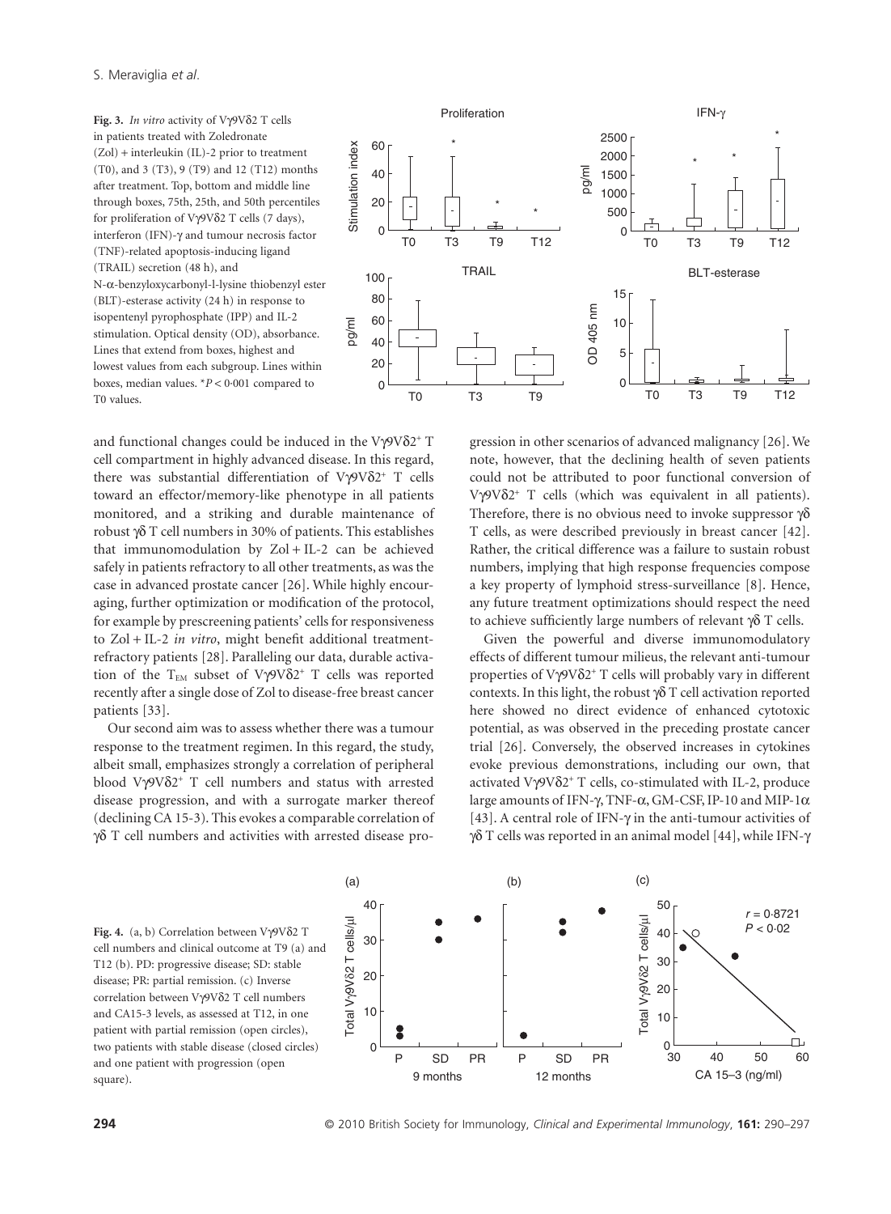**Fig. 3.** *In vitro* activity of Vγ9Vδ2 T cells in patients treated with Zoledronate (Zol) + interleukin (IL)-2 prior to treatment (T0), and 3 (T3), 9 (T9) and 12 (T12) months after treatment. Top, bottom and middle line through boxes, 75th, 25th, and 50th percentiles for proliferation of Vγ9Vδ2 T cells (7 days), interferon (IFN)-γ and tumour necrosis factor (TNF)-related apoptosis-inducing ligand (TRAIL) secretion (48 h), and N-α-benzyloxycarbonyl-l-lysine thiobenzyl ester (BLT)-esterase activity (24 h) in response to isopentenyl pyrophosphate (IPP) and IL-2 stimulation. Optical density (OD), absorbance. Lines that extend from boxes, highest and lowest values from each subgroup. Lines within boxes, median values. *$P < 0.001$ compared to T0 values.

and functional changes could be induced in the $V\gamma9V\delta2^+$ T cell compartment in highly advanced disease. In this regard, there was substantial differentiation of $V\gamma9V\delta2^+$ T cells toward an effector/memory-like phenotype in all patients monitored, and a striking and durable maintenance of robust γδ T cell numbers in 30% of patients. This establishes that immunomodulation by Zol + IL-2 can be achieved safely in patients refractory to all other treatments, as was the case in advanced prostate cancer [26]. While highly encouraging, further optimization or modification of the protocol, for example by prescreening patients' cells for responsiveness to Zol + IL-2 *in vitro*, might benefit additional treatment-refractory patients [28]. Paralleling our data, durable activation of the $T_{EM}$ subset of $V\gamma9V\delta2^+$ T cells was reported recently after a single dose of Zol to disease-free breast cancer patients [33].

Our second aim was to assess whether there was a tumour response to the treatment regimen. In this regard, the study, albeit small, emphasizes strongly a correlation of peripheral blood $V\gamma9V\delta2^+$ T cell numbers and status with arrested disease progression, and with a surrogate marker thereof (declining CA 15-3). This evokes a comparable correlation of γδ T cell numbers and activities with arrested disease progression in other scenarios of advanced malignancy [26]. We note, however, that the declining health of seven patients could not be attributed to poor functional conversion of $V\gamma9V\delta2^+$ T cells (which was equivalent in all patients). Therefore, there is no obvious need to invoke suppressor γδ T cells, as were described previously in breast cancer [42]. Rather, the critical difference was a failure to sustain robust numbers, implying that high response frequencies compose a key property of lymphoid stress-surveillance [8]. Hence, any future treatment optimizations should respect the need to achieve sufficiently large numbers of relevant γδ T cells.

Given the powerful and diverse immunomodulatory effects of different tumour milieus, the relevant anti-tumour properties of $V\gamma9V\delta2^+$ T cells will probably vary in different contexts. In this light, the robust γδ T cell activation reported here showed no direct evidence of enhanced cytotoxic potential, as was observed in the preceding prostate cancer trial [26]. Conversely, the observed increases in cytokines evoke previous demonstrations, including our own, that activated $V\gamma9V\delta2^+$ T cells, co-stimulated with IL-2, produce large amounts of IFN-γ, TNF-α, GM-CSF, IP-10 and MIP-1α [43]. A central role of IFN-γ in the anti-tumour activities of γδ T cells was reported in an animal model [44], while IFN-γ

**Fig. 4.** (a, b) Correlation between Vγ9Vδ2 T cell numbers and clinical outcome at T9 (a) and T12 (b). PD: progressive disease; SD: stable disease; PR: partial remission. (c) Inverse correlation between Vγ9Vδ2 T cell numbers and CA15-3 levels, as assessed at T12, in one patient with partial remission (open circles), two patients with stable disease (closed circles) and one patient with progression (open square).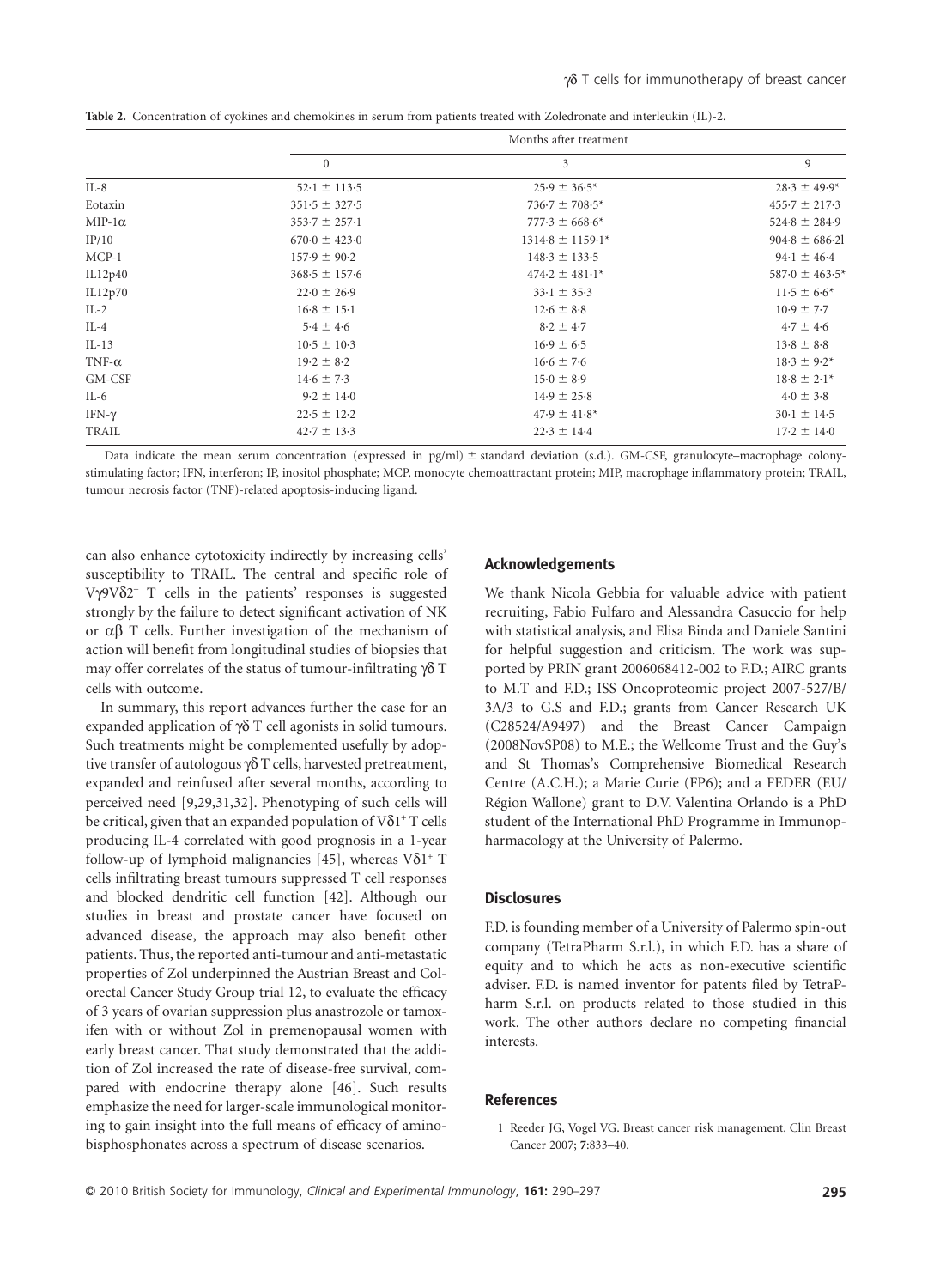**Table 2.** Concentration of cyokines and chemokines in serum from patients treated with Zoledronate and interleukin (IL)-2.

| | Months after treatment | | |
|---|---|---|---|
| | 0 | 3 | 9 |
| IL-8 | 52·1 ± 113·5 | 25·9 ± 36·5* | 28·3 ± 49·9* |
| Eotaxin | 351·5 ± 327·5 | 736·7 ± 708·5* | 455·7 ± 217·3 |
| MIP-1α | 353·7 ± 257·1 | 777·3 ± 668·6* | 524·8 ± 284·9 |
| IP/10 | 670·0 ± 423·0 | 1314·8 ± 1159·1* | 904·8 ± 686·2l |
| MCP-1 | 157·9 ± 90·2 | 148·3 ± 133·5 | 94·1 ± 46·4 |
| IL12p40 | 368·5 ± 157·6 | 474·2 ± 481·1* | 587·0 ± 463·5* |
| IL12p70 | 22·0 ± 26·9 | 33·1 ± 35·3 | 11·5 ± 6·6* |
| IL-2 | 16·8 ± 15·1 | 12·6 ± 8·8 | 10·9 ± 7·7 |
| IL-4 | 5·4 ± 4·6 | 8·2 ± 4·7 | 4·7 ± 4·6 |
| IL-13 | 10·5 ± 10·3 | 16·9 ± 6·5 | 13·8 ± 8·8 |
| TNF-α | 19·2 ± 8·2 | 16·6 ± 7·6 | 18·3 ± 9·2* |
| GM-CSF | 14·6 ± 7·3 | 15·0 ± 8·9 | 18·8 ± 2·1* |
| IL-6 | 9·2 ± 14·0 | 14·9 ± 25·8 | 4·0 ± 3·8 |
| IFN-γ | 22·5 ± 12·2 | 47·9 ± 41·8* | 30·1 ± 14·5 |
| TRAIL | 42·7 ± 13·3 | 22·3 ± 14·4 | 17·2 ± 14·0 |

Data indicate the mean serum concentration (expressed in pg/ml) ± standard deviation (s.d.). GM-CSF, granulocyte–macrophage colony-stimulating factor; IFN, interferon; IP, inositol phosphate; MCP, monocyte chemoattractant protein; MIP, macrophage inflammatory protein; TRAIL, tumour necrosis factor (TNF)-related apoptosis-inducing ligand.

can also enhance cytotoxicity indirectly by increasing cells' susceptibility to TRAIL. The central and specific role of Vγ9Vδ2⁺ T cells in the patients' responses is suggested strongly by the failure to detect significant activation of NK or αβ T cells. Further investigation of the mechanism of action will benefit from longitudinal studies of biopsies that may offer correlates of the status of tumour-infiltrating γδ T cells with outcome.

In summary, this report advances further the case for an expanded application of γδ T cell agonists in solid tumours. Such treatments might be complemented usefully by adoptive transfer of autologous γδ T cells, harvested pretreatment, expanded and reinfused after several months, according to perceived need [9,29,31,32]. Phenotyping of such cells will be critical, given that an expanded population of Vδ1⁺ T cells producing IL-4 correlated with good prognosis in a 1-year follow-up of lymphoid malignancies [45], whereas Vδ1⁺ T cells infiltrating breast tumours suppressed T cell responses and blocked dendritic cell function [42]. Although our studies in breast and prostate cancer have focused on advanced disease, the approach may also benefit other patients. Thus, the reported anti-tumour and anti-metastatic properties of Zol underpinned the Austrian Breast and Colorectal Cancer Study Group trial 12, to evaluate the efficacy of 3 years of ovarian suppression plus anastrozole or tamoxifen with or without Zol in premenopausal women with early breast cancer. That study demonstrated that the addition of Zol increased the rate of disease-free survival, compared with endocrine therapy alone [46]. Such results emphasize the need for larger-scale immunological monitoring to gain insight into the full means of efficacy of aminobisphosphonates across a spectrum of disease scenarios.

## Acknowledgements

We thank Nicola Gebbia for valuable advice with patient recruiting, Fabio Fulfaro and Alessandra Casuccio for help with statistical analysis, and Elisa Binda and Daniele Santini for helpful suggestion and criticism. The work was supported by PRIN grant 2006068412-002 to F.D.; AIRC grants to M.T and F.D.; ISS Oncoproteomic project 2007-527/B/3A/3 to G.S and F.D.; grants from Cancer Research UK (C28524/A9497) and the Breast Cancer Campaign (2008NovSP08) to M.E.; the Wellcome Trust and the Guy's and St Thomas's Comprehensive Biomedical Research Centre (A.C.H.); a Marie Curie (FP6); and a FEDER (EU/Région Wallone) grant to D.V. Valentina Orlando is a PhD student of the International PhD Programme in Immunopharmacology at the University of Palermo.

## Disclosures

F.D. is founding member of a University of Palermo spin-out company (TetraPharm S.r.l.), in which F.D. has a share of equity and to which he acts as non-executive scientific adviser. F.D. is named inventor for patents filed by TetraPharm S.r.l. on products related to those studied in this work. The other authors declare no competing financial interests.

## References

1 Reeder JG, Vogel VG. Breast cancer risk management. Clin Breast Cancer 2007; **7**:833–40.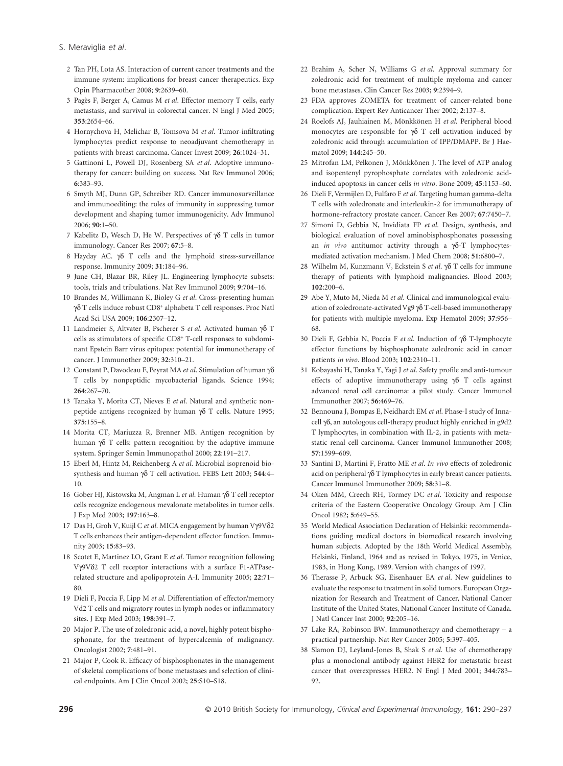2 Tan PH, Lota AS. Interaction of current cancer treatments and the immune system: implications for breast cancer therapeutics. Exp Opin Pharmacother 2008; **9**:2639–60.

3 Pagès F, Berger A, Camus M *et al*. Effector memory T cells, early metastasis, and survival in colorectal cancer. N Engl J Med 2005; **353**:2654–66.

4 Hornychova H, Melichar B, Tomsova M *et al*. Tumor-infiltrating lymphocytes predict response to neoadjuvant chemotherapy in patients with breast carcinoma. Cancer Invest 2009; **26**:1024–31.

5 Gattinoni L, Powell DJ, Rosenberg SA *et al*. Adoptive immunotherapy for cancer: building on success. Nat Rev Immunol 2006; **6**:383–93.

6 Smyth MJ, Dunn GP, Schreiber RD. Cancer immunosurveillance and immunoediting: the roles of immunity in suppressing tumor development and shaping tumor immunogenicity. Adv Immunol 2006; **90**:1–50.

7 Kabelitz D, Wesch D, He W. Perspectives of γδ T cells in tumor immunology. Cancer Res 2007; **67**:5–8.

8 Hayday AC. γδ T cells and the lymphoid stress-surveillance response. Immunity 2009; **31**:184–96.

9 June CH, Blazar BR, Riley JL. Engineering lymphocyte subsets: tools, trials and tribulations. Nat Rev Immunol 2009; **9**:704–16.

10 Brandes M, Willimann K, Bioley G *et al*. Cross-presenting human γδ T cells induce robust CD8+ alphabeta T cell responses. Proc Natl Acad Sci USA 2009; **106**:2307–12.

11 Landmeier S, Altvater B, Pscherer S *et al*. Activated human γδ T cells as stimulators of specific CD8+ T-cell responses to subdominant Epstein Barr virus epitopes: potential for immunotherapy of cancer. J Immunother 2009; **32**:310–21.

12 Constant P, Davodeau F, Peyrat MA *et al*. Stimulation of human γδ T cells by nonpeptidic mycobacterial ligands. Science 1994; **264**:267–70.

13 Tanaka Y, Morita CT, Nieves E *et al*. Natural and synthetic non-peptide antigens recognized by human γδ T cells. Nature 1995; **375**:155–8.

14 Morita CT, Mariuzza R, Brenner MB. Antigen recognition by human γδ T cells: pattern recognition by the adaptive immune system. Springer Semin Immunopathol 2000; **22**:191–217.

15 Eberl M, Hintz M, Reichenberg A *et al*. Microbial isoprenoid biosynthesis and human γδ T cell activation. FEBS Lett 2003; **544**:4–10.

16 Gober HJ, Kistowska M, Angman L *et al*. Human γδ T cell receptor cells recognize endogenous mevalonate metabolites in tumor cells. J Exp Med 2003; **197**:163–8.

17 Das H, Groh V, Kuijl C *et al*. MICA engagement by human Vγ9Vδ2 T cells enhances their antigen-dependent effector function. Immunity 2003; **15**:83–93.

18 Scotet E, Martinez LO, Grant E *et al*. Tumor recognition following Vγ9Vδ2 T cell receptor interactions with a surface F1-ATPase-related structure and apolipoprotein A-I. Immunity 2005; **22**:71–80.

19 Dieli F, Poccia F, Lipp M *et al*. Differentiation of effector/memory Vd2 T cells and migratory routes in lymph nodes or inflammatory sites. J Exp Med 2003; **198**:391–7.

20 Major P. The use of zoledronic acid, a novel, highly potent bisphosphonate, for the treatment of hypercalcemia of malignancy. Oncologist 2002; **7**:481–91.

21 Major P, Cook R. Efficacy of bisphosphonates in the management of skeletal complications of bone metastases and selection of clinical endpoints. Am J Clin Oncol 2002; **25**:S10–S18.

22 Brahim A, Scher N, Williams G *et al*. Approval summary for zoledronic acid for treatment of multiple myeloma and cancer bone metastases. Clin Cancer Res 2003; **9**:2394–9.

23 FDA approves ZOMETA for treatment of cancer-related bone complication. Expert Rev Anticancer Ther 2002; **2**:137–8.

24 Roelofs AJ, Jauhiainen M, Mönkkönen H *et al*. Peripheral blood monocytes are responsible for γδ T cell activation induced by zoledronic acid through accumulation of IPP/DMAPP. Br J Haematol 2009; **144**:245–50.

25 Mitrofan LM, Pelkonen J, Mönkkönen J. The level of ATP analog and isopentenyl pyrophosphate correlates with zoledronic acid-induced apoptosis in cancer cells *in vitro*. Bone 2009; **45**:1153–60.

26 Dieli F, Vermijlen D, Fulfaro F *et al*. Targeting human gamma-delta T cells with zoledronate and interleukin-2 for immunotherapy of hormone-refractory prostate cancer. Cancer Res 2007; **67**:7450–7.

27 Simoni D, Gebbia N, Invidiata FP *et al*. Design, synthesis, and biological evaluation of novel aminobisphosphonates possessing an *in vivo* antitumor activity through a γδ-T lymphocytes-mediated activation mechanism. J Med Chem 2008; **51**:6800–7.

28 Wilhelm M, Kunzmann V, Eckstein S *et al*. γδ T cells for immune therapy of patients with lymphoid malignancies. Blood 2003; **102**:200–6.

29 Abe Y, Muto M, Nieda M *et al*. Clinical and immunological evaluation of zoledronate-activated Vg9 γδ T-cell-based immunotherapy for patients with multiple myeloma. Exp Hematol 2009; **37**:956–68.

30 Dieli F, Gebbia N, Poccia F *et al*. Induction of γδ T-lymphocyte effector functions by bisphosphonate zoledronic acid in cancer patients *in vivo*. Blood 2003; **102**:2310–11.

31 Kobayashi H, Tanaka Y, Yagi J *et al*. Safety profile and anti-tumour effects of adoptive immunotherapy using γδ T cells against advanced renal cell carcinoma: a pilot study. Cancer Immunol Immunother 2007; **56**:469–76.

32 Bennouna J, Bompas E, Neidhardt EM *et al*. Phase-I study of Innacell γδ, an autologous cell-therapy product highly enriched in g9d2 T lymphocytes, in combination with IL-2, in patients with metastatic renal cell carcinoma. Cancer Immunol Immunother 2008; **57**:1599–609.

33 Santini D, Martini F, Fratto ME *et al*. *In vivo* effects of zoledronic acid on peripheral γδ T lymphocytes in early breast cancer patients. Cancer Immunol Immunother 2009; **58**:31–8.

34 Oken MM, Creech RH, Tormey DC *et al*. Toxicity and response criteria of the Eastern Cooperative Oncology Group. Am J Clin Oncol 1982; **5**:649–55.

35 World Medical Association Declaration of Helsinki: recommendations guiding medical doctors in biomedical research involving human subjects. Adopted by the 18th World Medical Assembly, Helsinki, Finland, 1964 and as revised in Tokyo, 1975, in Venice, 1983, in Hong Kong, 1989. Version with changes of 1997.

36 Therasse P, Arbuck SG, Eisenhauer EA *et al*. New guidelines to evaluate the response to treatment in solid tumors. European Organization for Research and Treatment of Cancer, National Cancer Institute of the United States, National Cancer Institute of Canada. J Natl Cancer Inst 2000; **92**:205–16.

37 Lake RA, Robinson BW. Immunotherapy and chemotherapy – a practical partnership. Nat Rev Cancer 2005; **5**:397–405.

38 Slamon DJ, Leyland-Jones B, Shak S *et al*. Use of chemotherapy plus a monoclonal antibody against HER2 for metastatic breast cancer that overexpresses HER2. N Engl J Med 2001; **344**:783–92.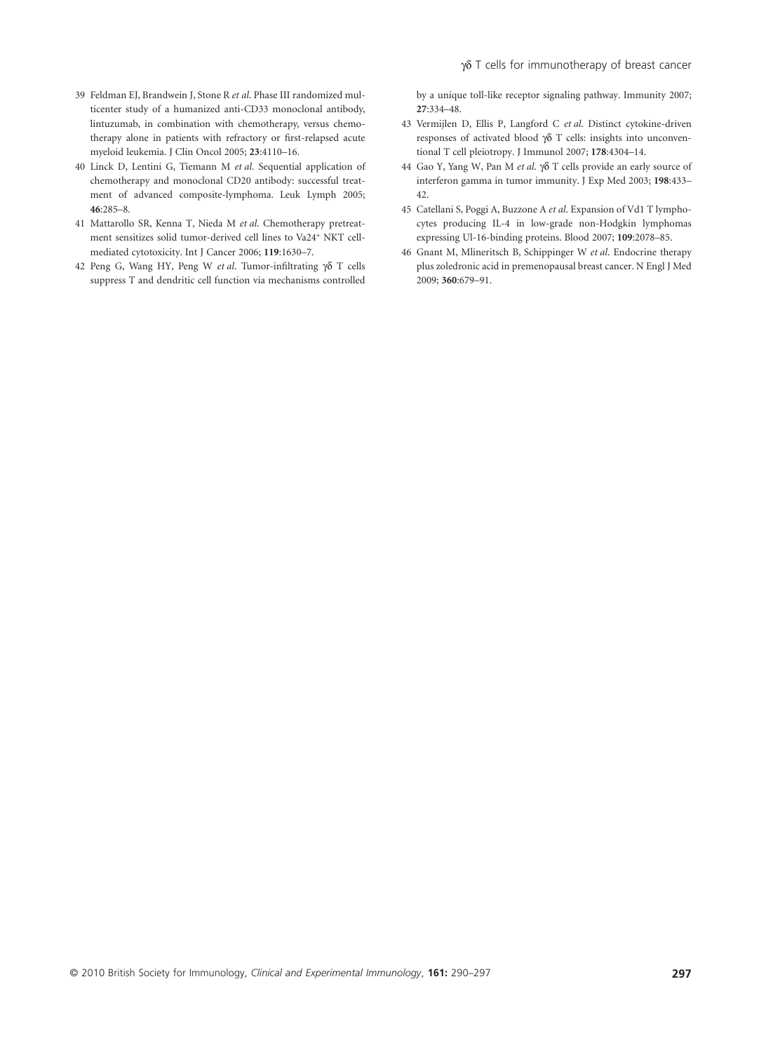39 Feldman EJ, Brandwein J, Stone R *et al*. Phase III randomized multicenter study of a humanized anti-CD33 monoclonal antibody, lintuzumab, in combination with chemotherapy, versus chemotherapy alone in patients with refractory or first-relapsed acute myeloid leukemia. J Clin Oncol 2005; **23**:4110–16.

40 Linck D, Lentini G, Tiemann M *et al*. Sequential application of chemotherapy and monoclonal CD20 antibody: successful treatment of advanced composite-lymphoma. Leuk Lymph 2005; **46**:285–8.

41 Mattarollo SR, Kenna T, Nieda M *et al*. Chemotherapy pretreatment sensitizes solid tumor-derived cell lines to Va24[+] NKT cell-mediated cytotoxicity. Int J Cancer 2006; **119**:1630–7.

42 Peng G, Wang HY, Peng W *et al*. Tumor-infiltrating γδ T cells suppress T and dendritic cell function via mechanisms controlled by a unique toll-like receptor signaling pathway. Immunity 2007; **27**:334–48.

43 Vermijlen D, Ellis P, Langford C *et al*. Distinct cytokine-driven responses of activated blood γδ T cells: insights into unconventional T cell pleiotropy. J Immunol 2007; **178**:4304–14.

44 Gao Y, Yang W, Pan M *et al*. γδ T cells provide an early source of interferon gamma in tumor immunity. J Exp Med 2003; **198**:433–42.

45 Catellani S, Poggi A, Buzzone A *et al*. Expansion of Vd1 T lymphocytes producing IL-4 in low-grade non-Hodgkin lymphomas expressing Ul-16-binding proteins. Blood 2007; **109**:2078–85.

46 Gnant M, Mlineritsch B, Schippinger W *et al*. Endocrine therapy plus zoledronic acid in premenopausal breast cancer. N Engl J Med 2009; **360**:679–91.